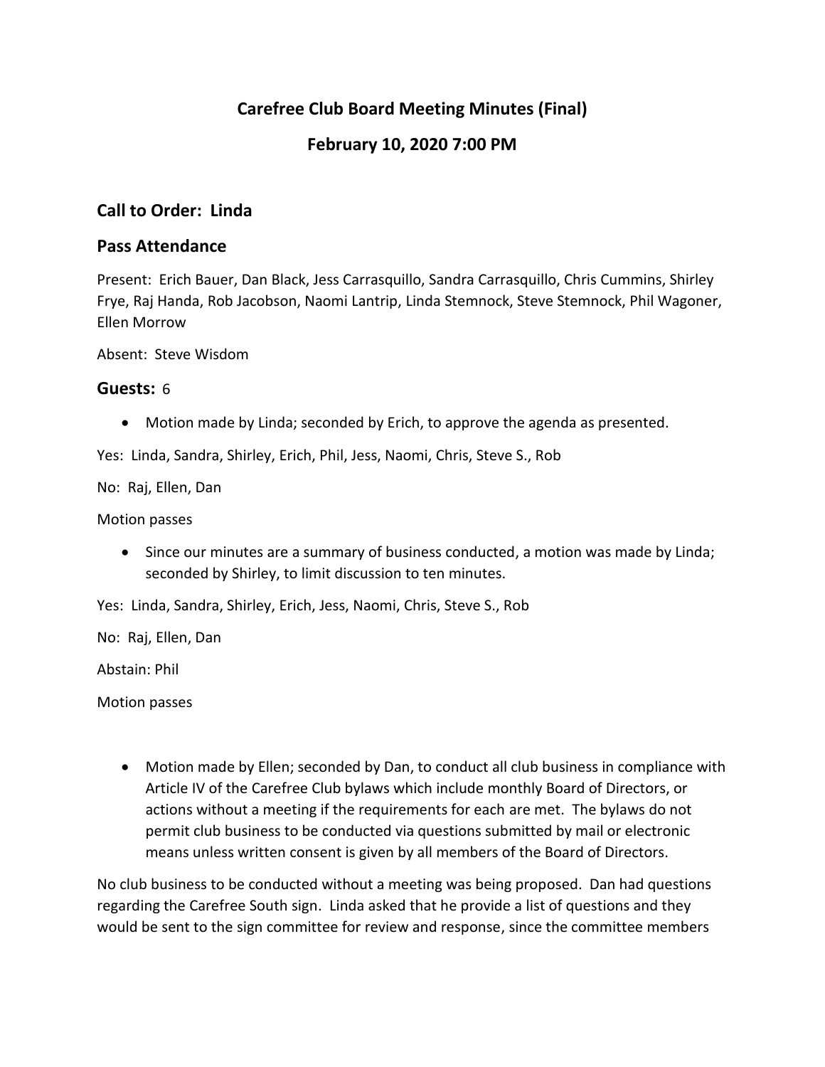# Carefree Club Board Meeting Minutes (Final)

## February 10, 2020 7:00 PM

## Call to Order: Linda

## Pass Attendance

Present: Erich Bauer, Dan Black, Jess Carrasquillo, Sandra Carrasquillo, Chris Cummins, Shirley Frye, Raj Handa, Rob Jacobson, Naomi Lantrip, Linda Stemnock, Steve Stemnock, Phil Wagoner, Ellen Morrow

Absent: Steve Wisdom

## Guests: 6

- Motion made by Linda; seconded by Erich, to approve the agenda as presented.

Yes: Linda, Sandra, Shirley, Erich, Phil, Jess, Naomi, Chris, Steve S., Rob

No: Raj, Ellen, Dan

Motion passes

- Since our minutes are a summary of business conducted, a motion was made by Linda; seconded by Shirley, to limit discussion to ten minutes.

Yes: Linda, Sandra, Shirley, Erich, Jess, Naomi, Chris, Steve S., Rob

No: Raj, Ellen, Dan

Abstain: Phil

Motion passes

- Motion made by Ellen; seconded by Dan, to conduct all club business in compliance with Article IV of the Carefree Club bylaws which include monthly Board of Directors, or actions without a meeting if the requirements for each are met. The bylaws do not permit club business to be conducted via questions submitted by mail or electronic means unless written consent is given by all members of the Board of Directors.

No club business to be conducted without a meeting was being proposed. Dan had questions regarding the Carefree South sign. Linda asked that he provide a list of questions and they would be sent to the sign committee for review and response, since the committee members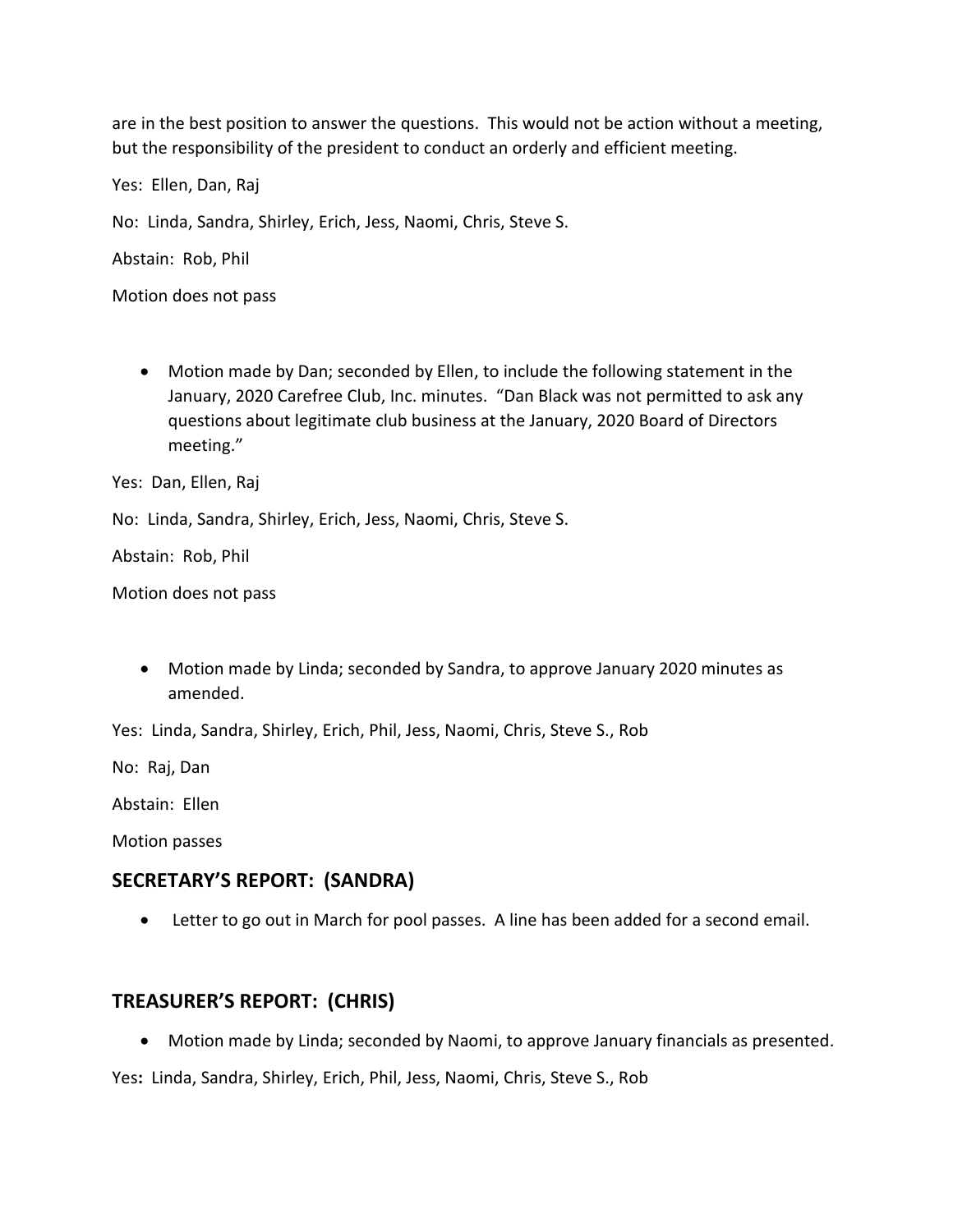are in the best position to answer the questions. This would not be action without a meeting, but the responsibility of the president to conduct an orderly and efficient meeting.

Yes: Ellen, Dan, Raj

No: Linda, Sandra, Shirley, Erich, Jess, Naomi, Chris, Steve S.

Abstain: Rob, Phil

Motion does not pass

- Motion made by Dan; seconded by Ellen, to include the following statement in the January, 2020 Carefree Club, Inc. minutes. "Dan Black was not permitted to ask any questions about legitimate club business at the January, 2020 Board of Directors meeting."

Yes: Dan, Ellen, Raj

No: Linda, Sandra, Shirley, Erich, Jess, Naomi, Chris, Steve S.

Abstain: Rob, Phil

Motion does not pass

- Motion made by Linda; seconded by Sandra, to approve January 2020 minutes as amended.

Yes: Linda, Sandra, Shirley, Erich, Phil, Jess, Naomi, Chris, Steve S., Rob

No: Raj, Dan

Abstain: Ellen

Motion passes

## SECRETARY'S REPORT: (SANDRA)

- Letter to go out in March for pool passes. A line has been added for a second email.

## TREASURER'S REPORT: (CHRIS)

- Motion made by Linda; seconded by Naomi, to approve January financials as presented.

Yes**:** Linda, Sandra, Shirley, Erich, Phil, Jess, Naomi, Chris, Steve S., Rob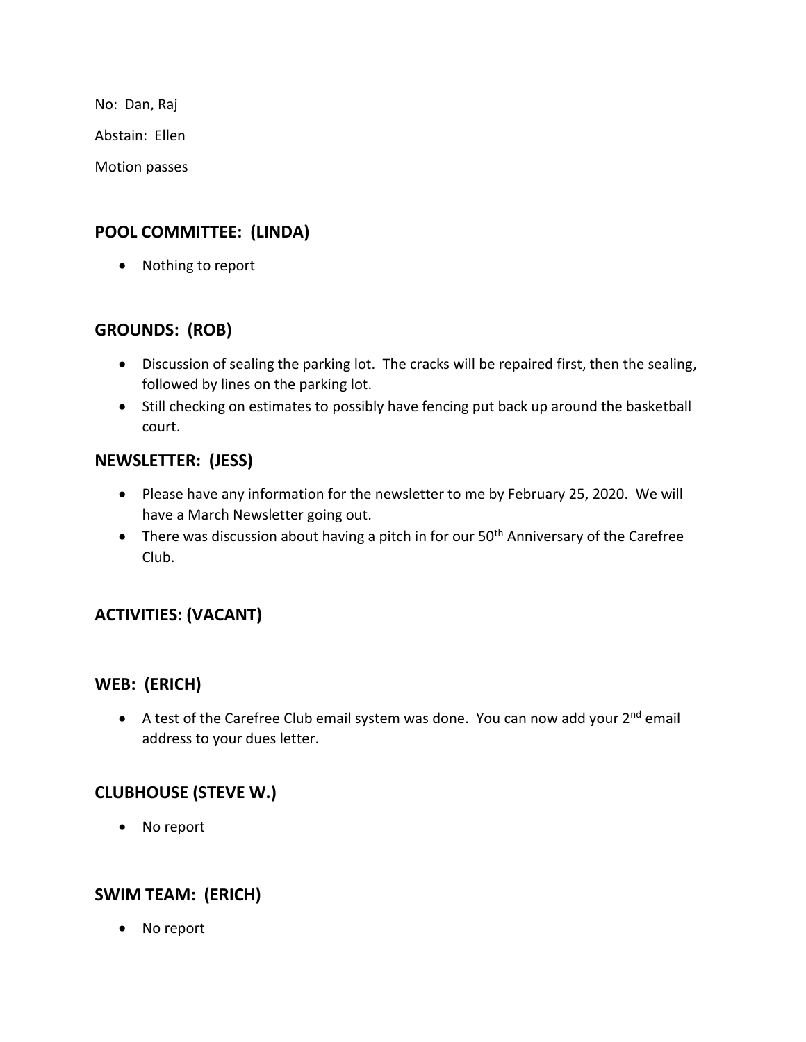No: Dan, Raj

Abstain: Ellen

Motion passes

## POOL COMMITTEE: (LINDA)

- Nothing to report

## GROUNDS: (ROB)

- Discussion of sealing the parking lot. The cracks will be repaired first, then the sealing, followed by lines on the parking lot.
- Still checking on estimates to possibly have fencing put back up around the basketball court.

## NEWSLETTER: (JESS)

- Please have any information for the newsletter to me by February 25, 2020. We will have a March Newsletter going out.
- There was discussion about having a pitch in for our 50th Anniversary of the Carefree Club.

## ACTIVITIES: (VACANT)

## WEB: (ERICH)

- A test of the Carefree Club email system was done. You can now add your 2nd email address to your dues letter.

## CLUBHOUSE (STEVE W.)

- No report

## SWIM TEAM: (ERICH)

- No report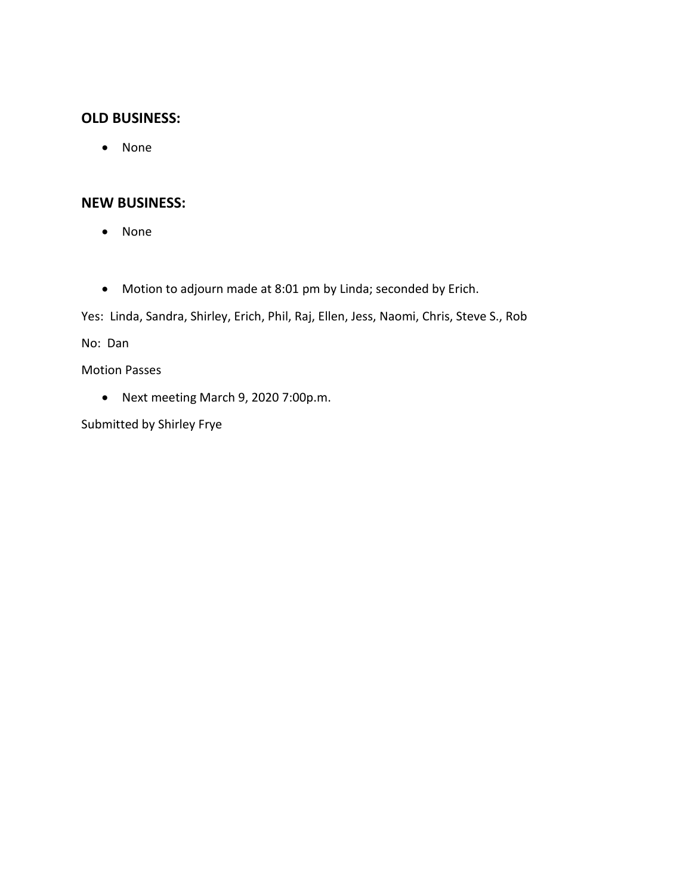## OLD BUSINESS:

- None

## NEW BUSINESS:

- None

- Motion to adjourn made at 8:01 pm by Linda; seconded by Erich.

Yes: Linda, Sandra, Shirley, Erich, Phil, Raj, Ellen, Jess, Naomi, Chris, Steve S., Rob

No: Dan

Motion Passes

- Next meeting March 9, 2020 7:00p.m.

Submitted by Shirley Frye